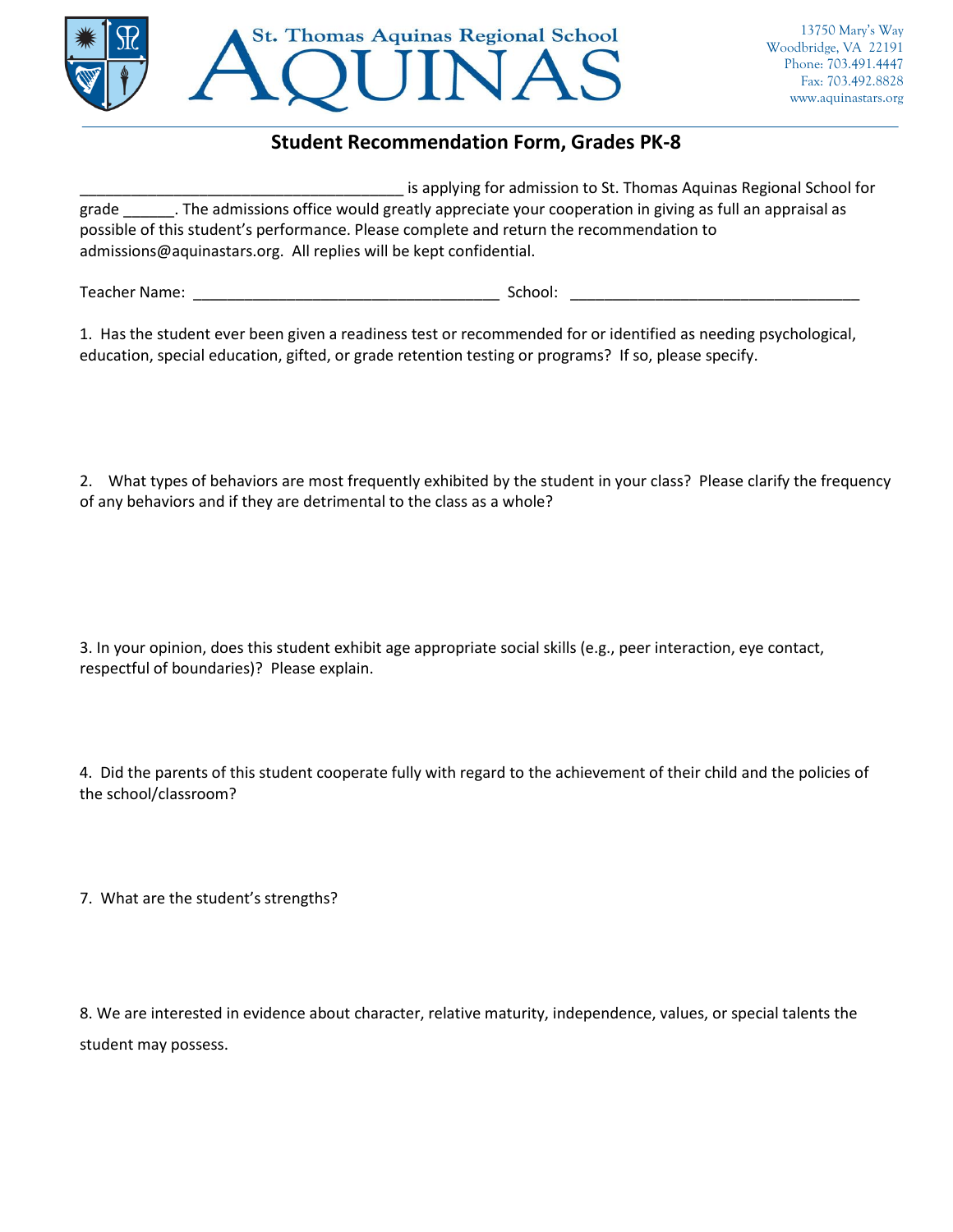St. Thomas Aquinas Regional School

# AQUINAS

13750 Mary's Way
Woodbridge, VA 22191
Phone: 703.491.4447
Fax: 703.492.8828
www.aquinastars.org

## Student Recommendation Form, Grades PK-8

______________________________________ is applying for admission to St. Thomas Aquinas Regional School for grade ______. The admissions office would greatly appreciate your cooperation in giving as full an appraisal as possible of this student's performance. Please complete and return the recommendation to admissions@aquinastars.org. All replies will be kept confidential.

Teacher Name: ____________________________________ School: __________________________________

1. Has the student ever been given a readiness test or recommended for or identified as needing psychological, education, special education, gifted, or grade retention testing or programs? If so, please specify.

2. What types of behaviors are most frequently exhibited by the student in your class? Please clarify the frequency of any behaviors and if they are detrimental to the class as a whole?

3. In your opinion, does this student exhibit age appropriate social skills (e.g., peer interaction, eye contact, respectful of boundaries)? Please explain.

4. Did the parents of this student cooperate fully with regard to the achievement of their child and the policies of the school/classroom?

7. What are the student's strengths?

8. We are interested in evidence about character, relative maturity, independence, values, or special talents the student may possess.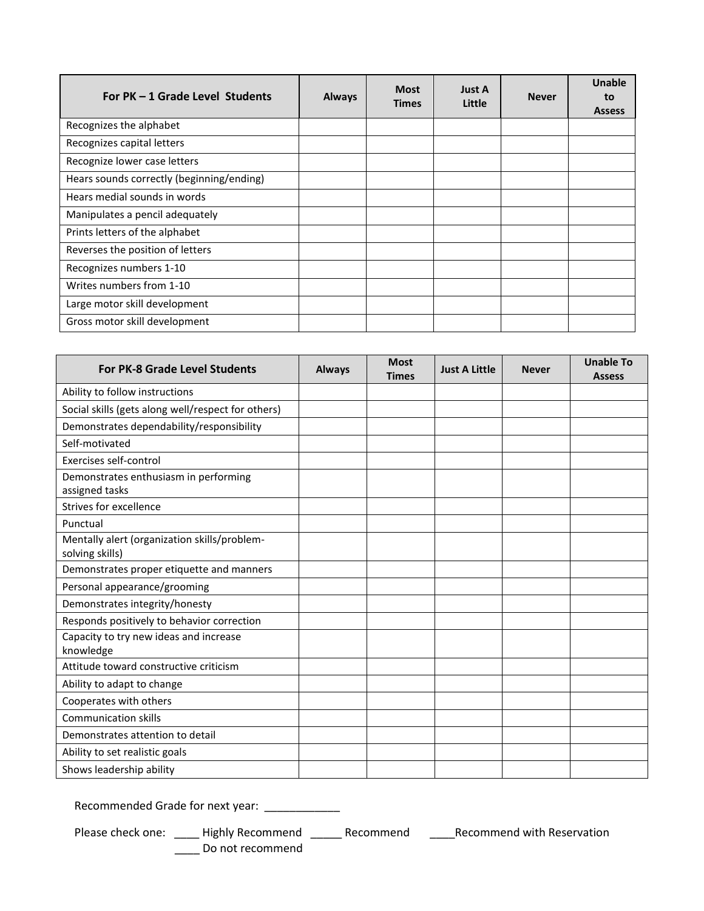| For PK – 1 Grade Level Students | Always | Most Times | Just A Little | Never | Unable to Assess |
|---|---|---|---|---|---|
| Recognizes the alphabet | | | | | |
| Recognizes capital letters | | | | | |
| Recognize lower case letters | | | | | |
| Hears sounds correctly (beginning/ending) | | | | | |
| Hears medial sounds in words | | | | | |
| Manipulates a pencil adequately | | | | | |
| Prints letters of the alphabet | | | | | |
| Reverses the position of letters | | | | | |
| Recognizes numbers 1-10 | | | | | |
| Writes numbers from 1-10 | | | | | |
| Large motor skill development | | | | | |
| Gross motor skill development | | | | | |

| For PK-8 Grade Level Students | Always | Most Times | Just A Little | Never | Unable To Assess |
|---|---|---|---|---|---|
| Ability to follow instructions | | | | | |
| Social skills (gets along well/respect for others) | | | | | |
| Demonstrates dependability/responsibility | | | | | |
| Self-motivated | | | | | |
| Exercises self-control | | | | | |
| Demonstrates enthusiasm in performing assigned tasks | | | | | |
| Strives for excellence | | | | | |
| Punctual | | | | | |
| Mentally alert (organization skills/problem-solving skills) | | | | | |
| Demonstrates proper etiquette and manners | | | | | |
| Personal appearance/grooming | | | | | |
| Demonstrates integrity/honesty | | | | | |
| Responds positively to behavior correction | | | | | |
| Capacity to try new ideas and increase knowledge | | | | | |
| Attitude toward constructive criticism | | | | | |
| Ability to adapt to change | | | | | |
| Cooperates with others | | | | | |
| Communication skills | | | | | |
| Demonstrates attention to detail | | | | | |
| Ability to set realistic goals | | | | | |
| Shows leadership ability | | | | | |

Recommended Grade for next year: ____________

Please check one: ____ Highly Recommend _____ Recommend ____Recommend with Reservation ____ Do not recommend